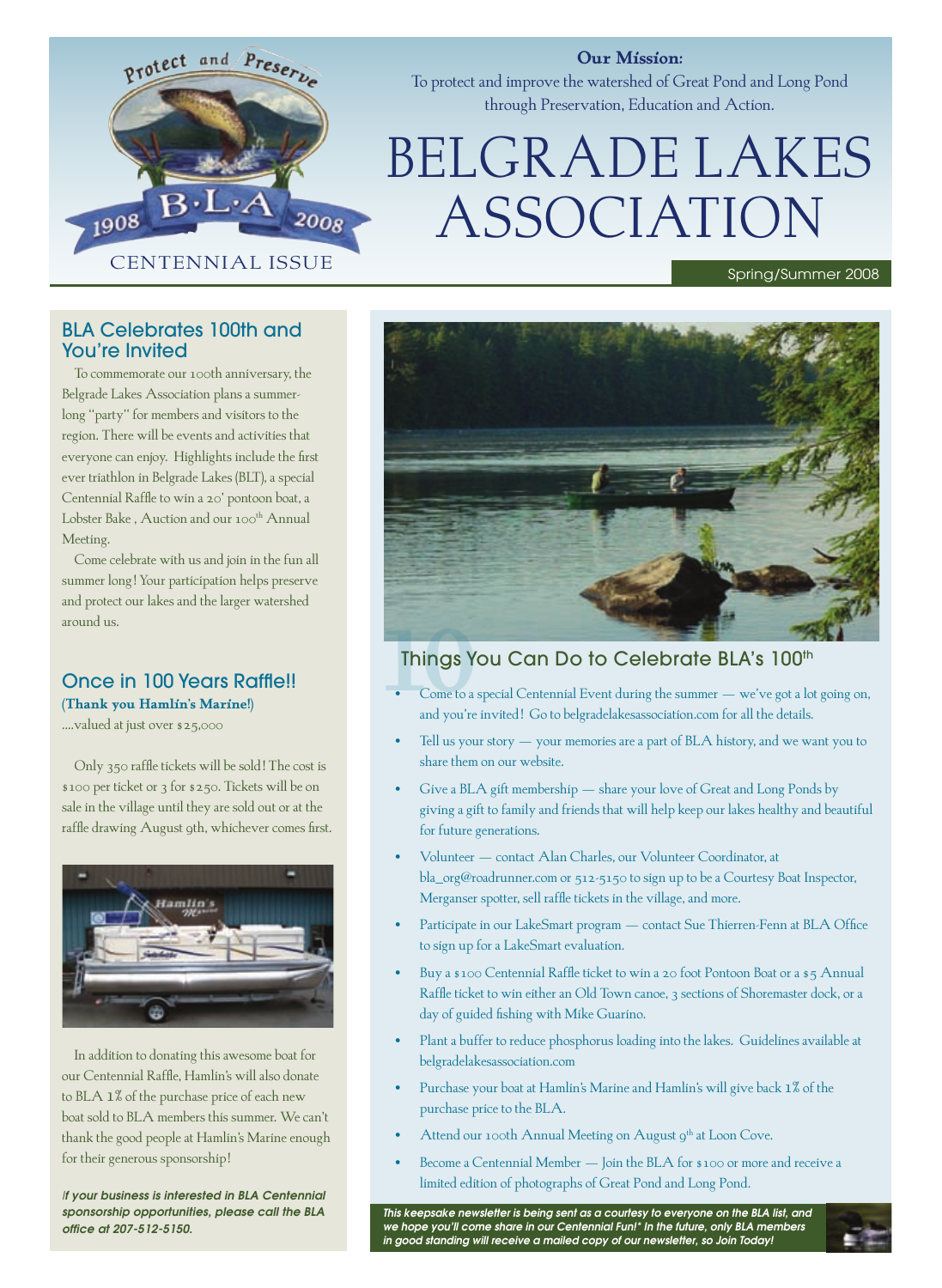Protect and Preserve

B·L·A 1908 2008

CENTENNIAL ISSUE

**Our Mission:**
To protect and improve the watershed of Great Pond and Long Pond through Preservation, Education and Action.

# BELGRADE LAKES ASSOCIATION

Spring/Summer 2008

## BLA Celebrates 100th and You're Invited

To commemorate our 100th anniversary, the Belgrade Lakes Association plans a summer-long "party" for members and visitors to the region. There will be events and activities that everyone can enjoy. Highlights include the first ever triathlon in Belgrade Lakes (BLT), a special Centennial Raffle to win a 20' pontoon boat, a Lobster Bake , Auction and our 100th Annual Meeting.

Come celebrate with us and join in the fun all summer long! Your participation helps preserve and protect our lakes and the larger watershed around us.

## Once in 100 Years Raffle!!

(**Thank you Hamlin's Marine!**)
....valued at just over $25,000

Only 350 raffle tickets will be sold! The cost is $100 per ticket or 3 for $250. Tickets will be on sale in the village until they are sold out or at the raffle drawing August 9th, whichever comes first.

In addition to donating this awesome boat for our Centennial Raffle, Hamlin's will also donate to BLA 1% of the purchase price of each new boat sold to BLA members this summer. We can't thank the good people at Hamlin's Marine enough for their generous sponsorship!

***If your business is interested in BLA Centennial sponsorship opportunities, please call the BLA office at 207-512-5150.***

## 10 Things You Can Do to Celebrate BLA's 100th

- Come to a special Centennial Event during the summer — we've got a lot going on, and you're invited! Go to belgradelakesassociation.com for all the details.
- Tell us your story — your memories are a part of BLA history, and we want you to share them on our website.
- Give a BLA gift membership — share your love of Great and Long Ponds by giving a gift to family and friends that will help keep our lakes healthy and beautiful for future generations.
- Volunteer — contact Alan Charles, our Volunteer Coordinator, at bla_org@roadrunner.com or 512-5150 to sign up to be a Courtesy Boat Inspector, Merganser spotter, sell raffle tickets in the village, and more.
- Participate in our LakeSmart program — contact Sue Thierren-Fenn at BLA Office to sign up for a LakeSmart evaluation.
- Buy a $100 Centennial Raffle ticket to win a 20 foot Pontoon Boat or a $5 Annual Raffle ticket to win either an Old Town canoe, 3 sections of Shoremaster dock, or a day of guided fishing with Mike Guarino.
- Plant a buffer to reduce phosphorus loading into the lakes. Guidelines available at belgradelakesassociation.com
- Purchase your boat at Hamlin's Marine and Hamlin's will give back 1% of the purchase price to the BLA.
- Attend our 100th Annual Meeting on August 9th at Loon Cove.
- Become a Centennial Member — Join the BLA for $100 or more and receive a limited edition of photographs of Great Pond and Long Pond.

***This keepsake newsletter is being sent as a courtesy to everyone on the BLA list, and we hope you'll come share in our Centennial Fun!\* In the future, only BLA members in good standing will receive a mailed copy of our newsletter, so Join Today!***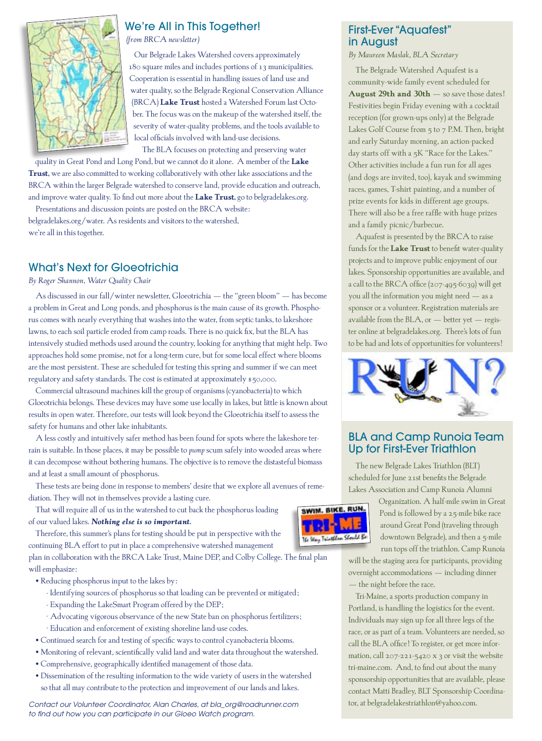## We're All in This Together!

*(from BRCA newsletter)*

Our Belgrade Lakes Watershed covers approximately 180 square miles and includes portions of 13 municipalities. Cooperation is essential in handling issues of land use and water quality, so the Belgrade Regional Conservation Alliance (BRCA) **Lake Trust** hosted a Watershed Forum last October. The focus was on the makeup of the watershed itself, the severity of water-quality problems, and the tools available to local officials involved with land-use decisions.

The BLA focuses on protecting and preserving water quality in Great Pond and Long Pond, but we cannot do it alone. A member of the **Lake Trust**, we are also committed to working collaboratively with other lake associations and the BRCA within the larger Belgrade watershed to conserve land, provide education and outreach, and improve water quality. To find out more about the **Lake Trust**, go to belgradelakes.org.

Presentations and discussion points are posted on the BRCA website: belgradelakes.org/water. As residents and visitors to the watershed, we're all in this together.

## What's Next for Gloeotrichia

*By Roger Shannon, Water Quality Chair*

As discussed in our fall/winter newsletter, Gloeotrichia — the "green bloom" — has become a problem in Great and Long ponds, and phosphorus is the main cause of its growth. Phosphorus comes with nearly everything that washes into the water, from septic tanks, to lakeshore lawns, to each soil particle eroded from camp roads. There is no quick fix, but the BLA has intensively studied methods used around the country, looking for anything that might help. Two approaches hold some promise, not for a long-term cure, but for some local effect where blooms are the most persistent. These are scheduled for testing this spring and summer if we can meet regulatory and safety standards. The cost is estimated at approximately $50,000.

Commercial ultrasound machines kill the group of organisms (cyanobacteria) to which Gloeotrichia belongs. These devices may have some use locally in lakes, but little is known about results in open water. Therefore, our tests will look beyond the Gloeotrichia itself to assess the safety for humans and other lake inhabitants.

A less costly and intuitively safer method has been found for spots where the lakeshore terrain is suitable. In those places, it may be possible to *pump* scum safely into wooded areas where it can decompose without bothering humans. The objective is to remove the distasteful biomass and at least a small amount of phosphorus.

These tests are being done in response to members' desire that we explore all avenues of remediation. They will not in themselves provide a lasting cure.

That will require all of us in the watershed to cut back the phosphorus loading of our valued lakes. ***Nothing else is so important.***

Therefore, this summer's plans for testing should be put in perspective with the continuing BLA effort to put in place a comprehensive watershed management plan in collaboration with the BRCA Lake Trust, Maine DEP, and Colby College. The final plan will emphasize:

- Reducing phosphorus input to the lakes by:
  - Identifying sources of phosphorus so that loading can be prevented or mitigated;
  - Expanding the LakeSmart Program offered by the DEP;
  - Advocating vigorous observance of the new State ban on phosphorus fertilizers;
  - Education and enforcement of existing shoreline land-use codes.
- Continued search for and testing of specific ways to control cyanobacteria blooms.
- Monitoring of relevant, scientifically valid land and water data throughout the watershed.
- Comprehensive, geographically identified management of those data.
- Dissemination of the resulting information to the wide variety of users in the watershed so that all may contribute to the protection and improvement of our lands and lakes.

*Contact our Volunteer Coordinator, Alan Charles, at bla_org@roadrunner.com to find out how you can participate in our Gloeo Watch program.*

## First-Ever "Aquafest" in August

*By Maureen Maslak, BLA Secretary*

The Belgrade Watershed Aquafest is a community-wide family event scheduled for **August 29th and 30th** — so save those dates! Festivities begin Friday evening with a cocktail reception (for grown-ups only) at the Belgrade Lakes Golf Course from 5 to 7 P.M. Then, bright and early Saturday morning, an action-packed day starts off with a 5K "Race for the Lakes." Other activities include a fun run for all ages (and dogs are invited, too), kayak and swimming races, games, T-shirt painting, and a number of prize events for kids in different age groups. There will also be a free raffle with huge prizes and a family picnic/barbecue.

Aquafest is presented by the BRCA to raise funds for the **Lake Trust** to benefit water-quality projects and to improve public enjoyment of our lakes. Sponsorship opportunities are available, and a call to the BRCA office (207-495-6039) will get you all the information you might need — as a sponsor or a volunteer. Registration materials are available from the BLA, or — better yet — register online at belgradelakes.org. There's lots of fun to be had and lots of opportunities for volunteers!

## BLA and Camp Runoia Team Up for First-Ever Triathlon

The new Belgrade Lakes Triathlon (BLT) scheduled for June 21st benefits the Belgrade Lakes Association and Camp Runoia Alumni Organization. A half-mile swim in Great Pond is followed by a 25-mile bike race around Great Pond (traveling through downtown Belgrade), and then a 5-mile run tops off the triathlon. Camp Runoia will be the staging area for participants, providing overnight accommodations — including dinner — the night before the race.

Tri-Maine, a sports production company in Portland, is handling the logistics for the event. Individuals may sign up for all three legs of the race, or as part of a team. Volunteers are needed, so call the BLA office! To register, or get more information, call 207-221-5420 x 3 or visit the website tri-maine.com. And, to find out about the many sponsorship opportunities that are available, please contact Matti Bradley, BLT Sponsorship Coordinator, at belgradelakestriathlon@yahoo.com.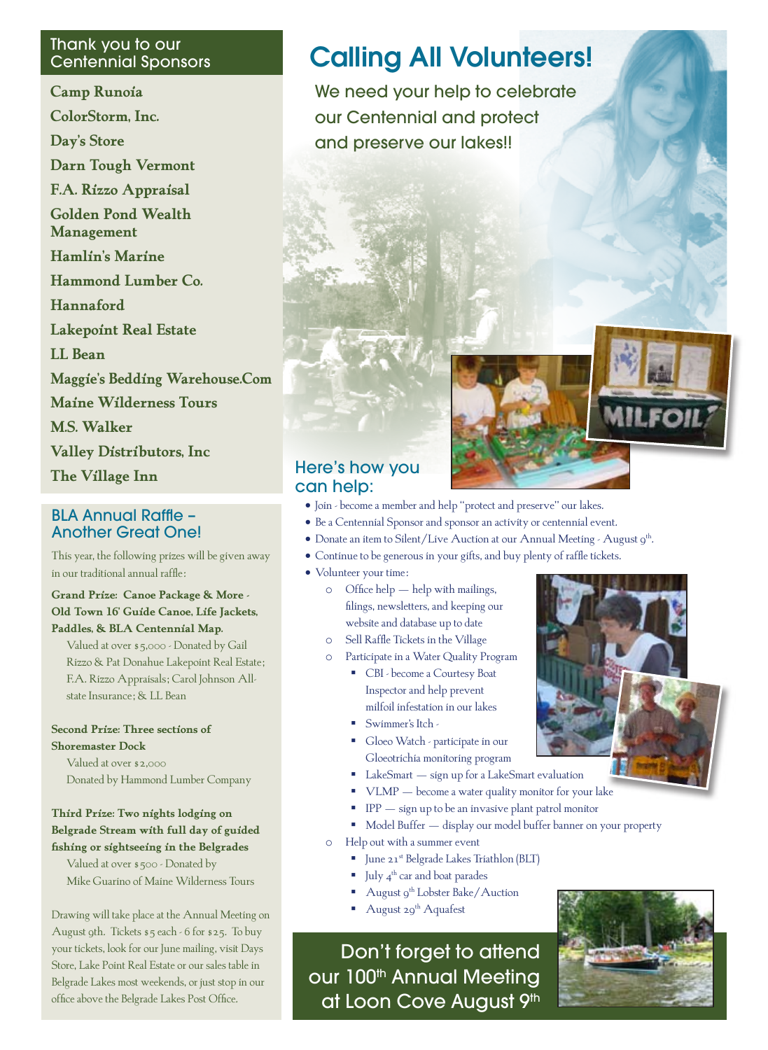## Thank you to our Centennial Sponsors

**Camp Runoia**

**ColorStorm, Inc.**

**Day's Store**

**Darn Tough Vermont**

**F.A. Rizzo Appraisal**

**Golden Pond Wealth Management**

**Hamlin's Marine**

**Hammond Lumber Co.**

**Hannaford**

**Lakepoint Real Estate**

**LL Bean**

**Maggie's Bedding Warehouse.Com**

**Maine Wilderness Tours**

**M.S. Walker**

**Valley Distributors, Inc**

**The Village Inn**

## BLA Annual Raffle – Another Great One!

This year, the following prizes will be given away in our traditional annual raffle:

**Grand Prize: Canoe Package & More - Old Town 16' Guide Canoe, Life Jackets, Paddles, & BLA Centennial Map.**
Valued at over $5,000 - Donated by Gail Rizzo & Pat Donahue Lakepoint Real Estate; F.A. Rizzo Appraisals; Carol Johnson All-state Insurance; & LL Bean

**Second Prize: Three sections of Shoremaster Dock**
Valued at over $2,000
Donated by Hammond Lumber Company

**Third Prize: Two nights lodging on Belgrade Stream with full day of guided fishing or sightseeing in the Belgrades**
Valued at over $500 - Donated by Mike Guarino of Maine Wilderness Tours

Drawing will take place at the Annual Meeting on August 9th. Tickets $5 each - 6 for $25. To buy your tickets, look for our June mailing, visit Days Store, Lake Point Real Estate or our sales table in Belgrade Lakes most weekends, or just stop in our office above the Belgrade Lakes Post Office.

# Calling All Volunteers!

We need your help to celebrate our Centennial and protect and preserve our lakes!!

## Here's how you can help:

- Join - become a member and help "protect and preserve" our lakes.
- Be a Centennial Sponsor and sponsor an activity or centennial event.
- Donate an item to Silent/Live Auction at our Annual Meeting - August 9th.
- Continue to be generous in your gifts, and buy plenty of raffle tickets.
- Volunteer your time:
  - Office help — help with mailings, filings, newsletters, and keeping our website and database up to date
  - Sell Raffle Tickets in the Village
  - Participate in a Water Quality Program
    - CBI - become a Courtesy Boat Inspector and help prevent milfoil infestation in our lakes
    - Swimmer's Itch -
    - Gloeo Watch - participate in our Gloeotrichia monitoring program
    - LakeSmart — sign up for a LakeSmart evaluation
    - VLMP — become a water quality monitor for your lake
    - IPP — sign up to be an invasive plant patrol monitor
    - Model Buffer — display our model buffer banner on your property
  - Help out with a summer event
    - June 21st Belgrade Lakes Triathlon (BLT)
    - July 4th car and boat parades
    - August 9th Lobster Bake/Auction
    - August 29th Aquafest

## Don't forget to attend our 100th Annual Meeting at Loon Cove August 9th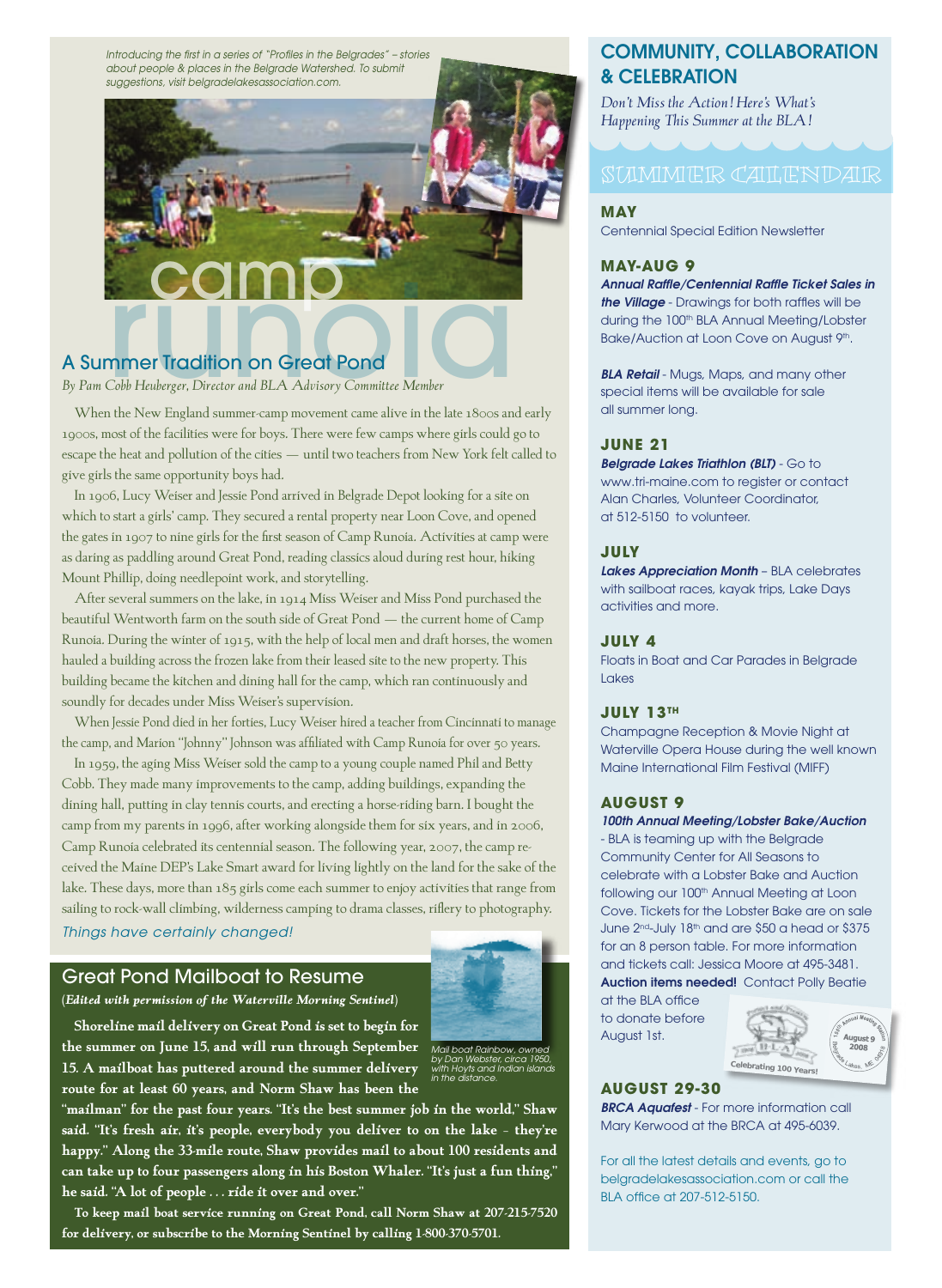*Introducing the first in a series of "Profiles in the Belgrades" – stories about people & places in the Belgrade Watershed. To submit suggestions, visit belgradelakesassociation.com.*

# camp runoia

## A Summer Tradition on Great Pond

*By Pam Cobb Heuberger, Director and BLA Advisory Committee Member*

When the New England summer-camp movement came alive in the late 1800s and early 1900s, most of the facilities were for boys. There were few camps where girls could go to escape the heat and pollution of the cities — until two teachers from New York felt called to give girls the same opportunity boys had.

In 1906, Lucy Weiser and Jessie Pond arrived in Belgrade Depot looking for a site on which to start a girls' camp. They secured a rental property near Loon Cove, and opened the gates in 1907 to nine girls for the first season of Camp Runoia. Activities at camp were as daring as paddling around Great Pond, reading classics aloud during rest hour, hiking Mount Phillip, doing needlepoint work, and storytelling.

After several summers on the lake, in 1914 Miss Weiser and Miss Pond purchased the beautiful Wentworth farm on the south side of Great Pond — the current home of Camp Runoia. During the winter of 1915, with the help of local men and draft horses, the women hauled a building across the frozen lake from their leased site to the new property. This building became the kitchen and dining hall for the camp, which ran continuously and soundly for decades under Miss Weiser's supervision.

When Jessie Pond died in her forties, Lucy Weiser hired a teacher from Cincinnati to manage the camp, and Marion "Johnny" Johnson was affiliated with Camp Runoia for over 50 years.

In 1959, the aging Miss Weiser sold the camp to a young couple named Phil and Betty Cobb. They made many improvements to the camp, adding buildings, expanding the dining hall, putting in clay tennis courts, and erecting a horse-riding barn. I bought the camp from my parents in 1996, after working alongside them for six years, and in 2006, Camp Runoia celebrated its centennial season. The following year, 2007, the camp received the Maine DEP's Lake Smart award for living lightly on the land for the sake of the lake. These days, more than 185 girls come each summer to enjoy activities that range from sailing to rock-wall climbing, wilderness camping to drama classes, riflery to photography.

*Things have certainly changed!*

## Great Pond Mailboat to Resume

(*Edited with permission of the Waterville Morning Sentinel*)

**Shoreline mail delivery on Great Pond is set to begin for the summer on June 15, and will run through September 15. A mailboat has puttered around the summer delivery route for at least 60 years, and Norm Shaw has been the "mailman" for the past four years. "It's the best summer job in the world," Shaw said. "It's fresh air, it's people, everybody you deliver to on the lake – they're happy." Along the 33-mile route, Shaw provides mail to about 100 residents and can take up to four passengers along in his Boston Whaler. "It's just a fun thing," he said. "A lot of people . . . ride it over and over."**

**To keep mail boat service running on Great Pond, call Norm Shaw at 207-215-7520 for delivery, or subscribe to the Morning Sentinel by calling 1-800-370-5701.**

*Mail boat Rainbow, owned by Dan Webster, circa 1950, with Hoyts and Indian Islands in the distance.*

## COMMUNITY, COLLABORATION & CELEBRATION

*Don't Miss the Action! Here's What's Happening This Summer at the BLA!*

### SUMMER CALENDAR

**MAY**
Centennial Special Edition Newsletter

**MAY-AUG 9**
***Annual Raffle/Centennial Raffle Ticket Sales in the Village*** - Drawings for both raffles will be during the 100th BLA Annual Meeting/Lobster Bake/Auction at Loon Cove on August 9th.

***BLA Retail*** - Mugs, Maps, and many other special items will be available for sale all summer long.

**JUNE 21**
***Belgrade Lakes Triathlon (BLT)*** - Go to www.tri-maine.com to register or contact Alan Charles, Volunteer Coordinator, at 512-5150 to volunteer.

**JULY**
***Lakes Appreciation Month*** – BLA celebrates with sailboat races, kayak trips, Lake Days activities and more.

**JULY 4**
Floats in Boat and Car Parades in Belgrade Lakes

**JULY 13TH**
Champagne Reception & Movie Night at Waterville Opera House during the well known Maine International Film Festival (MIFF)

**AUGUST 9**
***100th Annual Meeting/Lobster Bake/Auction*** - BLA is teaming up with the Belgrade Community Center for All Seasons to celebrate with a Lobster Bake and Auction following our 100th Annual Meeting at Loon Cove. Tickets for the Lobster Bake are on sale June 2nd-July 18th and are $50 a head or $375 for an 8 person table. For more information and tickets call: Jessica Moore at 495-3481. **Auction items needed!** Contact Polly Beatie at the BLA office to donate before August 1st.

**AUGUST 29-30**
***BRCA Aquafest*** - For more information call Mary Kerwood at the BRCA at 495-6039.

For all the latest details and events, go to belgradelakesassociation.com or call the BLA office at 207-512-5150.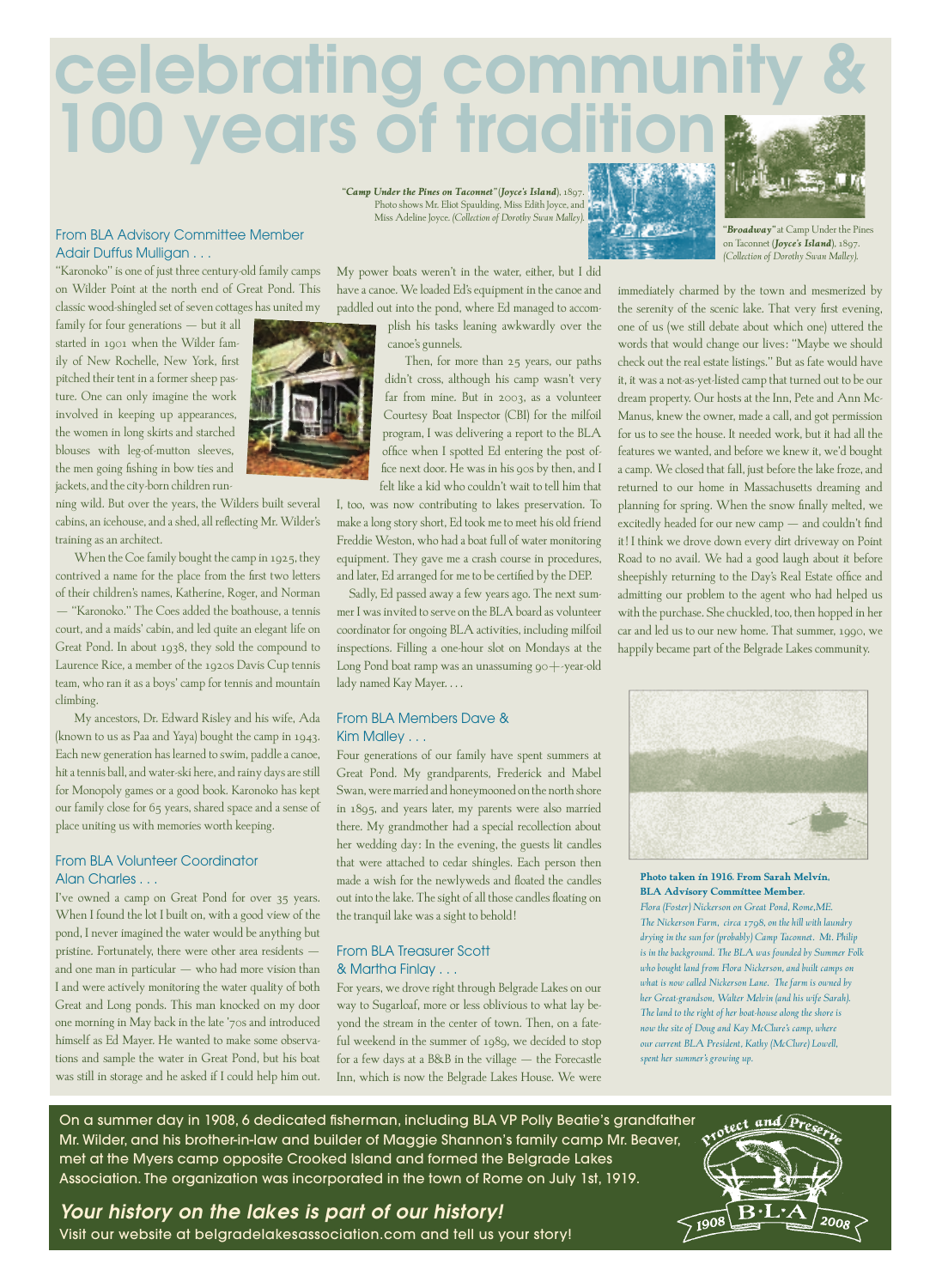# celebrating community & 100 years of tradition

"*Camp Under the Pines on Taconnet*" (*Joyce's Island*), 1897. Photo shows Mr. Eliot Spaulding, Miss Edith Joyce, and Miss Adeline Joyce. *(Collection of Dorothy Swan Malley).*

"*Broadway*" at Camp Under the Pines on Taconnet (*Joyce's Island*), 1897. *(Collection of Dorothy Swan Malley).*

### From BLA Advisory Committee Member Adair Duffus Mulligan . . .

"Karonoko" is one of just three century-old family camps on Wilder Point at the north end of Great Pond. This classic wood-shingled set of seven cottages has united my family for four generations — but it all started in 1901 when the Wilder family of New Rochelle, New York, first pitched their tent in a former sheep pasture. One can only imagine the work involved in keeping up appearances, the women in long skirts and starched blouses with leg-of-mutton sleeves, the men going fishing in bow ties and jackets, and the city-born children running wild. But over the years, the Wilders built several cabins, an icehouse, and a shed, all reflecting Mr. Wilder's training as an architect.

When the Coe family bought the camp in 1925, they contrived a name for the place from the first two letters of their children's names, Katherine, Roger, and Norman — "Karonoko." The Coes added the boathouse, a tennis court, and a maids' cabin, and led quite an elegant life on Great Pond. In about 1938, they sold the compound to Laurence Rice, a member of the 1920s Davis Cup tennis team, who ran it as a boys' camp for tennis and mountain climbing.

My ancestors, Dr. Edward Risley and his wife, Ada (known to us as Paa and Yaya) bought the camp in 1943. Each new generation has learned to swim, paddle a canoe, hit a tennis ball, and water-ski here, and rainy days are still for Monopoly games or a good book. Karonoko has kept our family close for 65 years, shared space and a sense of place uniting us with memories worth keeping.

### From BLA Volunteer Coordinator Alan Charles . . .

I've owned a camp on Great Pond for over 35 years. When I found the lot I built on, with a good view of the pond, I never imagined the water would be anything but pristine. Fortunately, there were other area residents — and one man in particular — who had more vision than I and were actively monitoring the water quality of both Great and Long ponds. This man knocked on my door one morning in May back in the late '70s and introduced himself as Ed Mayer. He wanted to make some observations and sample the water in Great Pond, but his boat was still in storage and he asked if I could help him out. My power boats weren't in the water, either, but I did have a canoe. We loaded Ed's equipment in the canoe and paddled out into the pond, where Ed managed to accomplish his tasks leaning awkwardly over the canoe's gunnels.

Then, for more than 25 years, our paths didn't cross, although his camp wasn't very far from mine. But in 2003, as a volunteer Courtesy Boat Inspector (CBI) for the milfoil program, I was delivering a report to the BLA office when I spotted Ed entering the post office next door. He was in his 90s by then, and I felt like a kid who couldn't wait to tell him that I, too, was now contributing to lakes preservation. To make a long story short, Ed took me to meet his old friend Freddie Weston, who had a boat full of water monitoring equipment. They gave me a crash course in procedures, and later, Ed arranged for me to be certified by the DEP.

Sadly, Ed passed away a few years ago. The next summer I was invited to serve on the BLA board as volunteer coordinator for ongoing BLA activities, including milfoil inspections. Filling a one-hour slot on Mondays at the Long Pond boat ramp was an unassuming 90+-year-old lady named Kay Mayer. . . .

### From BLA Members Dave & Kim Malley . . .

Four generations of our family have spent summers at Great Pond. My grandparents, Frederick and Mabel Swan, were married and honeymooned on the north shore in 1895, and years later, my parents were also married there. My grandmother had a special recollection about her wedding day: In the evening, the guests lit candles that were attached to cedar shingles. Each person then made a wish for the newlyweds and floated the candles out into the lake. The sight of all those candles floating on the tranquil lake was a sight to behold!

### From BLA Treasurer Scott & Martha Finlay . . .

For years, we drove right through Belgrade Lakes on our way to Sugarloaf, more or less oblivious to what lay beyond the stream in the center of town. Then, on a fateful weekend in the summer of 1989, we decided to stop for a few days at a B&B in the village — the Forecastle Inn, which is now the Belgrade Lakes House. We were immediately charmed by the town and mesmerized by the serenity of the scenic lake. That very first evening, one of us (we still debate about which one) uttered the words that would change our lives: "Maybe we should check out the real estate listings." But as fate would have it, it was a not-as-yet-listed camp that turned out to be our dream property. Our hosts at the Inn, Pete and Ann McManus, knew the owner, made a call, and got permission for us to see the house. It needed work, but it had all the features we wanted, and before we knew it, we'd bought a camp. We closed that fall, just before the lake froze, and returned to our home in Massachusetts dreaming and planning for spring. When the snow finally melted, we excitedly headed for our new camp — and couldn't find it! I think we drove down every dirt driveway on Point Road to no avail. We had a good laugh about it before sheepishly returning to the Day's Real Estate office and admitting our problem to the agent who had helped us with the purchase. She chuckled, too, then hopped in her car and led us to our new home. That summer, 1990, we happily became part of the Belgrade Lakes community.

**Photo taken in 1916. From Sarah Melvin, BLA Advisory Committee Member.**

*Flora (Foster) Nickerson on Great Pond, Rome,ME. The Nickerson Farm, circa 1798, on the hill with laundry drying in the sun for (probably) Camp Taconnet. Mt. Philip is in the background. The BLA was founded by Summer Folk who bought land from Flora Nickerson, and built camps on what is now called Nickerson Lane. The farm is owned by her Great-grandson, Walter Melvin (and his wife Sarah). The land to the right of her boat-house along the shore is now the site of Doug and Kay McClure's camp, where our current BLA President, Kathy (McClure) Lowell, spent her summer's growing up.*

On a summer day in 1908, 6 dedicated fisherman, including BLA VP Polly Beatie's grandfather Mr. Wilder, and his brother-in-law and builder of Maggie Shannon's family camp Mr. Beaver, met at the Myers camp opposite Crooked Island and formed the Belgrade Lakes Association. The organization was incorporated in the town of Rome on July 1st, 1919.

***Your history on the lakes is part of our history!***

Visit our website at belgradelakesassociation.com and tell us your story!

Protect and Preserve — B·L·A — 1908 2008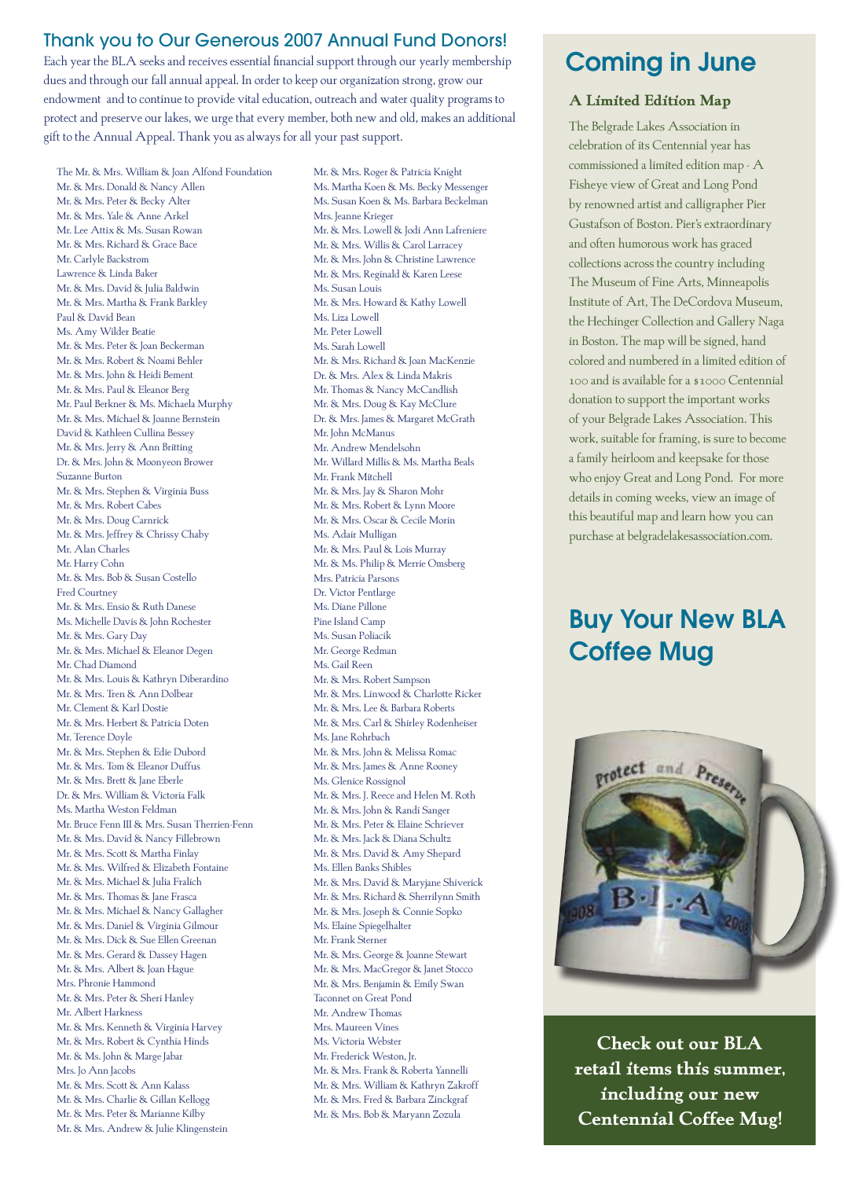## Thank you to Our Generous 2007 Annual Fund Donors!

Each year the BLA seeks and receives essential financial support through our yearly membership dues and through our fall annual appeal. In order to keep our organization strong, grow our endowment and to continue to provide vital education, outreach and water quality programs to protect and preserve our lakes, we urge that every member, both new and old, makes an additional gift to the Annual Appeal. Thank you as always for all your past support.

The Mr. & Mrs. William & Joan Alfond Foundation
Mr. & Mrs. Donald & Nancy Allen
Mr. & Mrs. Peter & Becky Alter
Mr. & Mrs. Yale & Anne Arkel
Mr. Lee Attix & Ms. Susan Rowan
Mr. & Mrs. Richard & Grace Bace
Mr. Carlyle Backstrom
Lawrence & Linda Baker
Mr. & Mrs. David & Julia Baldwin
Mr. & Mrs. Martha & Frank Barkley
Paul & David Bean
Ms. Amy Wilder Beatie
Mr. & Mrs. Peter & Joan Beckerman
Mr. & Mrs. Robert & Noami Behler
Mr. & Mrs. John & Heidi Bement
Mr. & Mrs. Paul & Eleanor Berg
Mr. Paul Berkner & Ms. Michaela Murphy
Mr. & Mrs. Michael & Joanne Bernstein
David & Kathleen Cullina Bessey
Mr. & Mrs. Jerry & Ann Britting
Dr. & Mrs. John & Moonyeon Brower
Suzanne Burton
Mr. & Mrs. Stephen & Virginia Buss
Mr. & Mrs. Robert Cabes
Mr. & Mrs. Doug Carnrick
Mr. & Mrs. Jeffrey & Chrissy Chaby
Mr. Alan Charles
Mr. Harry Cohn
Mr. & Mrs. Bob & Susan Costello
Fred Courtney
Mr. & Mrs. Ensio & Ruth Danese
Ms. Michelle Davis & John Rochester
Mr. & Mrs. Gary Day
Mr. & Mrs. Michael & Eleanor Degen
Mr. Chad Diamond
Mr. & Mrs. Louis & Kathryn Diberardino
Mr. & Mrs. Tren & Ann Dolbear
Mr. Clement & Karl Dostie
Mr. & Mrs. Herbert & Patricia Doten
Mr. Terence Doyle
Mr. & Mrs. Stephen & Edie Dubord
Mr. & Mrs. Tom & Eleanor Duffus
Mr. & Mrs. Brett & Jane Eberle
Dr. & Mrs. William & Victoria Falk
Ms. Martha Weston Feldman
Mr. Bruce Fenn III & Mrs. Susan Therrien-Fenn
Mr. & Mrs. David & Nancy Fillebrown
Mr. & Mrs. Scott & Martha Finlay
Mr. & Mrs. Wilfred & Elizabeth Fontaine
Mr. & Mrs. Michael & Julia Fralich
Mr. & Mrs. Thomas & Jane Frasca
Mr. & Mrs. Michael & Nancy Gallagher
Mr. & Mrs. Daniel & Virginia Gilmour
Mr. & Mrs. Dick & Sue Ellen Greenan
Mr. & Mrs. Gerard & Dassey Hagen
Mr. & Mrs. Albert & Joan Hague
Mrs. Phronie Hammond
Mr. & Mrs. Peter & Sheri Hanley
Mr. Albert Harkness
Mr. & Mrs. Kenneth & Virginia Harvey
Mr. & Mrs. Robert & Cynthia Hinds
Mr. & Ms. John & Marge Jabar
Mrs. Jo Ann Jacobs
Mr. & Mrs. Scott & Ann Kalass
Mr. & Mrs. Charlie & Gillan Kellogg
Mr. & Mrs. Peter & Marianne Kilby
Mr. & Mrs. Andrew & Julie Klingenstein
Mr. & Mrs. Roger & Patricia Knight
Ms. Martha Koen & Ms. Becky Messenger
Ms. Susan Koen & Ms. Barbara Beckelman
Mrs. Jeanne Krieger
Mr. & Mrs. Lowell & Jodi Ann Lafreniere
Mr. & Mrs. Willis & Carol Larracey
Mr. & Mrs. John & Christine Lawrence
Mr. & Mrs. Reginald & Karen Leese
Ms. Susan Louis
Mr. & Mrs. Howard & Kathy Lowell
Ms. Liza Lowell
Mr. Peter Lowell
Ms. Sarah Lowell
Mr. & Mrs. Richard & Joan MacKenzie
Dr. & Mrs. Alex & Linda Makris
Mr. Thomas & Nancy McCandlish
Mr. & Mrs. Doug & Kay McClure
Dr. & Mrs. James & Margaret McGrath
Mr. John McManus
Mr. Andrew Mendelsohn
Mr. Willard Millis & Ms. Martha Beals
Mr. Frank Mitchell
Mr. & Mrs. Jay & Sharon Mohr
Mr. & Mrs. Robert & Lynn Moore
Mr. & Mrs. Oscar & Cecile Morin
Ms. Adair Mulligan
Mr. & Mrs. Paul & Lois Murray
Mr. & Ms. Philip & Merrie Omsberg
Mrs. Patricia Parsons
Dr. Victor Pentlarge
Ms. Diane Pillone
Pine Island Camp
Ms. Susan Poliacik
Mr. George Redman
Ms. Gail Reen
Mr. & Mrs. Robert Sampson
Mr. & Mrs. Linwood & Charlotte Ricker
Mr. & Mrs. Lee & Barbara Roberts
Mr. & Mrs. Carl & Shirley Rodenheiser
Ms. Jane Rohrbach
Mr. & Mrs. John & Melissa Romac
Mr. & Mrs. James & Anne Rooney
Ms. Glenice Rossignol
Mr. & Mrs. J. Reece and Helen M. Roth
Mr. & Mrs. John & Randi Sanger
Mr. & Mrs. Peter & Elaine Schriever
Mr. & Mrs. Jack & Diana Schultz
Mr. & Mrs. David & Amy Shepard
Ms. Ellen Banks Shibles
Mr. & Mrs. David & Maryjane Shiverick
Mr. & Mrs. Richard & Sherrilynn Smith
Mr. & Mrs. Joseph & Connie Sopko
Ms. Elaine Spiegelhalter
Mr. Frank Sterner
Mr. & Mrs. George & Joanne Stewart
Mr. & Mrs. MacGregor & Janet Stocco
Mr. & Mrs. Benjamin & Emily Swan
Taconnet on Great Pond
Mr. Andrew Thomas
Mrs. Maureen Vines
Ms. Victoria Webster
Mr. Frederick Weston, Jr.
Mr. & Mrs. Frank & Roberta Yannelli
Mr. & Mrs. William & Kathryn Zakroff
Mr. & Mrs. Fred & Barbara Zinckgraf
Mr. & Mrs. Bob & Maryann Zozula

## Coming in June

### A Limited Edition Map

The Belgrade Lakes Association in celebration of its Centennial year has commissioned a limited edition map - A Fisheye view of Great and Long Pond by renowned artist and calligrapher Pier Gustafson of Boston. Pier's extraordinary and often humorous work has graced collections across the country including The Museum of Fine Arts, Minneapolis Institute of Art, The DeCordova Museum, the Hechinger Collection and Gallery Naga in Boston. The map will be signed, hand colored and numbered in a limited edition of 100 and is available for a $1000 Centennial donation to support the important works of your Belgrade Lakes Association. This work, suitable for framing, is sure to become a family heirloom and keepsake for those who enjoy Great and Long Pond. For more details in coming weeks, view an image of this beautiful map and learn how you can purchase at belgradelakesassociation.com.

## Buy Your New BLA Coffee Mug

**Check out our BLA retail items this summer, including our new Centennial Coffee Mug!**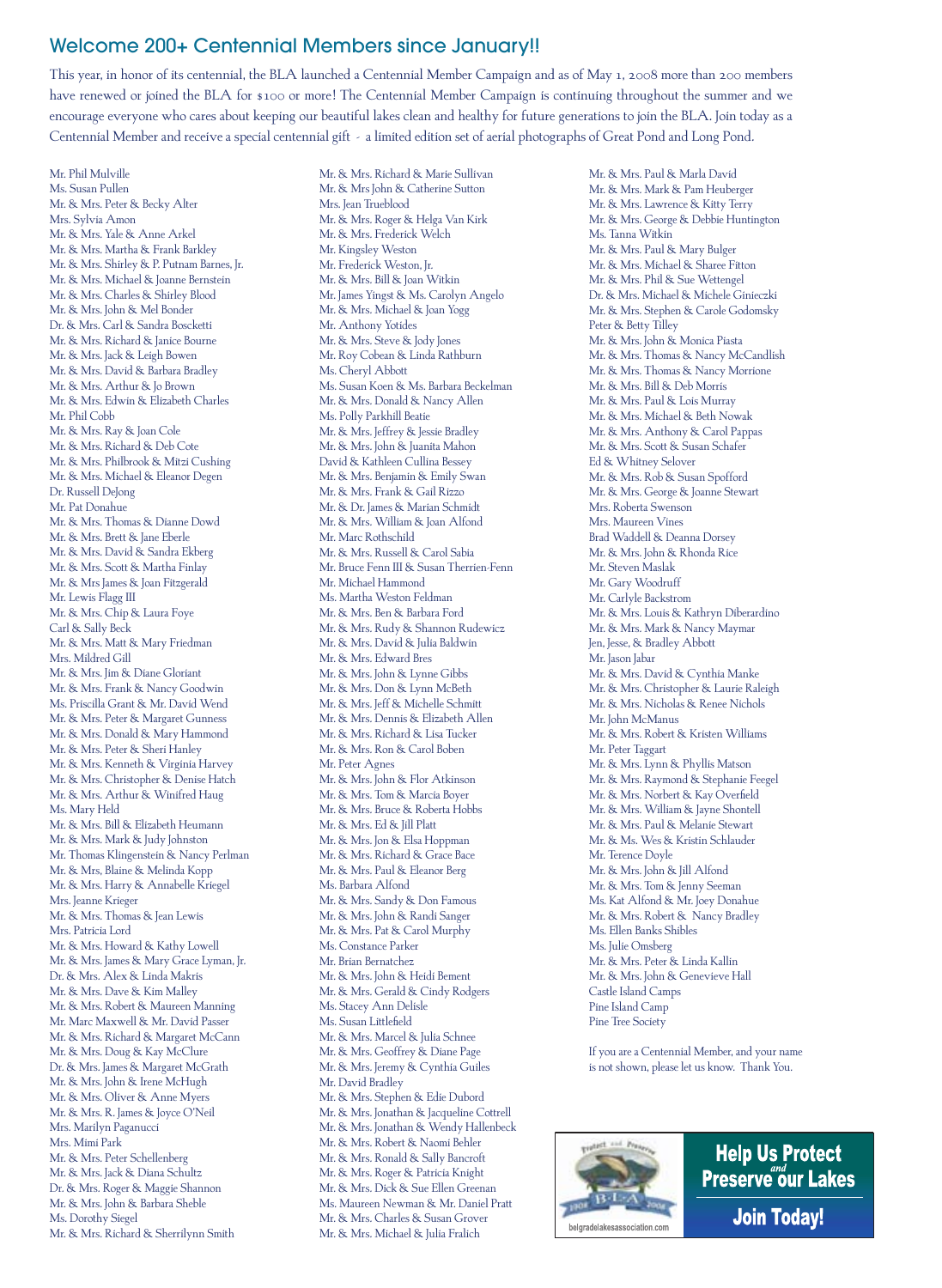## Welcome 200+ Centennial Members since January!!

This year, in honor of its centennial, the BLA launched a Centennial Member Campaign and as of May 1, 2008 more than 200 members have renewed or joined the BLA for $100 or more! The Centennial Member Campaign is continuing throughout the summer and we encourage everyone who cares about keeping our beautiful lakes clean and healthy for future generations to join the BLA. Join today as a Centennial Member and receive a special centennial gift - a limited edition set of aerial photographs of Great Pond and Long Pond.

Mr. Phil Mulville
Ms. Susan Pullen
Mr. & Mrs. Peter & Becky Alter
Mrs. Sylvia Amon
Mr. & Mrs. Yale & Anne Arkel
Mr. & Mrs. Martha & Frank Barkley
Mr. & Mrs. Shirley & P. Putnam Barnes, Jr.
Mr. & Mrs. Michael & Joanne Bernstein
Mr. & Mrs. Charles & Shirley Blood
Mr. & Mrs. John & Mel Bonder
Dr. & Mrs. Carl & Sandra Boscketti
Mr. & Mrs. Richard & Janice Bourne
Mr. & Mrs. Jack & Leigh Bowen
Mr. & Mrs. David & Barbara Bradley
Mr. & Mrs. Arthur & Jo Brown
Mr. & Mrs. Edwin & Elizabeth Charles
Mr. Phil Cobb
Mr. & Mrs. Ray & Joan Cole
Mr. & Mrs. Richard & Deb Cote
Mr. & Mrs. Philbrook & Mitzi Cushing
Mr. & Mrs. Michael & Eleanor Degen
Dr. Russell DeJong
Mr. Pat Donahue
Mr. & Mrs. Thomas & Dianne Dowd
Mr. & Mrs. Brett & Jane Eberle
Mr. & Mrs. David & Sandra Ekberg
Mr. & Mrs. Scott & Martha Finlay
Mr. & Mrs James & Joan Fitzgerald
Mr. Lewis Flagg III
Mr. & Mrs. Chip & Laura Foye
Carl & Sally Beck
Mr. & Mrs. Matt & Mary Friedman
Mrs. Mildred Gill
Mr. & Mrs. Jim & Diane Gloriant
Mr. & Mrs. Frank & Nancy Goodwin
Ms. Priscilla Grant & Mr. David Wend
Mr. & Mrs. Peter & Margaret Gunness
Mr. & Mrs. Donald & Mary Hammond
Mr. & Mrs. Peter & Sheri Hanley
Mr. & Mrs. Kenneth & Virginia Harvey
Mr. & Mrs. Christopher & Denise Hatch
Mr. & Mrs. Arthur & Winifred Haug
Ms. Mary Held
Mr. & Mrs. Bill & Elizabeth Heumann
Mr. & Mrs. Mark & Judy Johnston
Mr. Thomas Klingenstein & Nancy Perlman
Mr. & Mrs. Blaine & Melinda Kopp
Mr. & Mrs. Harry & Annabelle Kriegel
Mrs. Jeanne Krieger
Mr. & Mrs. Thomas & Jean Lewis
Mrs. Patricia Lord
Mr. & Mrs. Howard & Kathy Lowell
Mr. & Mrs. James & Mary Grace Lyman, Jr.
Dr. & Mrs. Alex & Linda Makris
Mr. & Mrs. Dave & Kim Malley
Mr. & Mrs. Robert & Maureen Manning
Mr. Marc Maxwell & Mr. David Passer
Mr. & Mrs. Richard & Margaret McCann
Mr. & Mrs. Doug & Kay McClure
Dr. & Mrs. James & Margaret McGrath
Mr. & Mrs. John & Irene McHugh
Mr. & Mrs. Oliver & Anne Myers
Mr. & Mrs. R. James & Joyce O'Neil
Mrs. Marilyn Paganucci
Mrs. Mimi Park
Mr. & Mrs. Peter Schellenberg
Mr. & Mrs. Jack & Diana Schultz
Dr. & Mrs. Roger & Maggie Shannon
Mr. & Mrs. John & Barbara Sheble
Ms. Dorothy Siegel
Mr. & Mrs. Richard & Sherrilynn Smith
Mr. & Mrs. Richard & Marie Sullivan
Mr. & Mrs John & Catherine Sutton
Mrs. Jean Trueblood
Mr. & Mrs. Roger & Helga Van Kirk
Mr. & Mrs. Frederick Welch
Mr. Kingsley Weston
Mr. Frederick Weston, Jr.
Mr. & Mrs. Bill & Joan Witkin
Mr. James Yingst & Ms. Carolyn Angelo
Mr. & Mrs. Michael & Joan Yogg
Mr. Anthony Yotides
Mr. & Mrs. Steve & Jody Jones
Mr. Roy Cobean & Linda Rathburn
Ms. Cheryl Abbott
Ms. Susan Koen & Ms. Barbara Beckelman
Mr. & Mrs. Donald & Nancy Allen
Ms. Polly Parkhill Beatie
Mr. & Mrs. Jeffrey & Jessie Bradley
Mr. & Mrs. John & Juanita Mahon
David & Kathleen Cullina Bessey
Mr. & Mrs. Benjamin & Emily Swan
Mr. & Mrs. Frank & Gail Rizzo
Mr. & Dr. James & Marian Schmidt
Mr. & Mrs. William & Joan Alfond
Mr. Marc Rothschild
Mr. & Mrs. Russell & Carol Sabia
Mr. Bruce Fenn III & Susan Therrien-Fenn
Mr. Michael Hammond
Ms. Martha Weston Feldman
Mr. & Mrs. Ben & Barbara Ford
Mr. & Mrs. Rudy & Shannon Rudewicz
Mr. & Mrs. David & Julia Baldwin
Mr. & Mrs. Edward Bres
Mr. & Mrs. John & Lynne Gibbs
Mr. & Mrs. Don & Lynn McBeth
Mr. & Mrs. Jeff & Michelle Schmitt
Mr. & Mrs. Dennis & Elizabeth Allen
Mr. & Mrs. Richard & Lisa Tucker
Mr. & Mrs. Ron & Carol Boben
Mr. Peter Agnes
Mr. & Mrs. John & Flor Atkinson
Mr. & Mrs. Tom & Marcia Boyer
Mr. & Mrs. Bruce & Roberta Hobbs
Mr. & Mrs. Ed & Jill Platt
Mr. & Mrs. Jon & Elsa Hoppman
Mr. & Mrs. Richard & Grace Bace
Mr. & Mrs. Paul & Eleanor Berg
Ms. Barbara Alfond
Mr. & Mrs. Sandy & Don Famous
Mr. & Mrs. John & Randi Sanger
Mr. & Mrs. Pat & Carol Murphy
Ms. Constance Parker
Mr. Brian Bernatchez
Mr. & Mrs. John & Heidi Bement
Mr. & Mrs. Gerald & Cindy Rodgers
Ms. Stacey Ann Delisle
Ms. Susan Littlefield
Mr. & Mrs. Marcel & Julia Schnee
Mr. & Mrs. Geoffrey & Diane Page
Mr. & Mrs. Jeremy & Cynthia Guiles
Mr. David Bradley
Mr. & Mrs. Stephen & Edie Dubord
Mr. & Mrs. Jonathan & Jacqueline Cottrell
Mr. & Mrs. Jonathan & Wendy Hallenbeck
Mr. & Mrs. Robert & Naomi Behler
Mr. & Mrs. Ronald & Sally Bancroft
Mr. & Mrs. Roger & Patricia Knight
Mr. & Mrs. Dick & Sue Ellen Greenan
Ms. Maureen Newman & Mr. Daniel Pratt
Mr. & Mrs. Charles & Susan Grover
Mr. & Mrs. Michael & Julia Fralich
Mr. & Mrs. Paul & Marla David
Mr. & Mrs. Mark & Pam Heuberger
Mr. & Mrs. Lawrence & Kitty Terry
Mr. & Mrs. George & Debbie Huntington
Ms. Tanna Witkin
Mr. & Mrs. Paul & Mary Bulger
Mr. & Mrs. Michael & Sharee Fitton
Mr. & Mrs. Phil & Sue Wettengel
Dr. & Mrs. Michael & Michele Ginieczki
Mr. & Mrs. Stephen & Carole Godomsky
Peter & Betty Tilley
Mr. & Mrs. John & Monica Piasta
Mr. & Mrs. Thomas & Nancy McCandlish
Mr. & Mrs. Thomas & Nancy Morrione
Mr. & Mrs. Bill & Deb Morris
Mr. & Mrs. Paul & Lois Murray
Mr. & Mrs. Michael & Beth Nowak
Mr. & Mrs. Anthony & Carol Pappas
Mr. & Mrs. Scott & Susan Schafer
Ed & Whitney Selover
Mr. & Mrs. Rob & Susan Spofford
Mr. & Mrs. George & Joanne Stewart
Mrs. Roberta Swenson
Mrs. Maureen Vines
Brad Waddell & Deanna Dorsey
Mr. & Mrs. John & Rhonda Rice
Mr. Steven Maslak
Mr. Gary Woodruff
Mr. Carlyle Backstrom
Mr. & Mrs. Louis & Kathryn Diberardino
Mr. & Mrs. Mark & Nancy Maymar
Jen, Jesse, & Bradley Abbott
Mr. Jason Jabar
Mr. & Mrs. David & Cynthia Manke
Mr. & Mrs. Christopher & Laurie Raleigh
Mr. & Mrs. Nicholas & Renee Nichols
Mr. John McManus
Mr. & Mrs. Robert & Kristen Williams
Mr. Peter Taggart
Mr. & Mrs. Lynn & Phyllis Matson
Mr. & Mrs. Raymond & Stephanie Feegel
Mr. & Mrs. Norbert & Kay Overfield
Mr. & Mrs. William & Jayne Shontell
Mr. & Mrs. Paul & Melanie Stewart
Mr. & Ms. Wes & Kristin Schlauder
Mr. Terence Doyle
Mr. & Mrs. John & Jill Alfond
Mr. & Mrs. Tom & Jenny Seeman
Ms. Kat Alfond & Mr. Joey Donahue
Mr. & Mrs. Robert & Nancy Bradley
Ms. Ellen Banks Shibles
Ms. Julie Omsberg
Mr. & Mrs. Peter & Linda Kallin
Mr. & Mrs. John & Genevieve Hall
Castle Island Camps
Pine Island Camp
Pine Tree Society

If you are a Centennial Member, and your name is not shown, please let us know. Thank You.

**Help Us Protect and Preserve our Lakes**

**Join Today!**

Protect and Preserve — B·L·A — 1908 2008 — belgradelakesassociation.com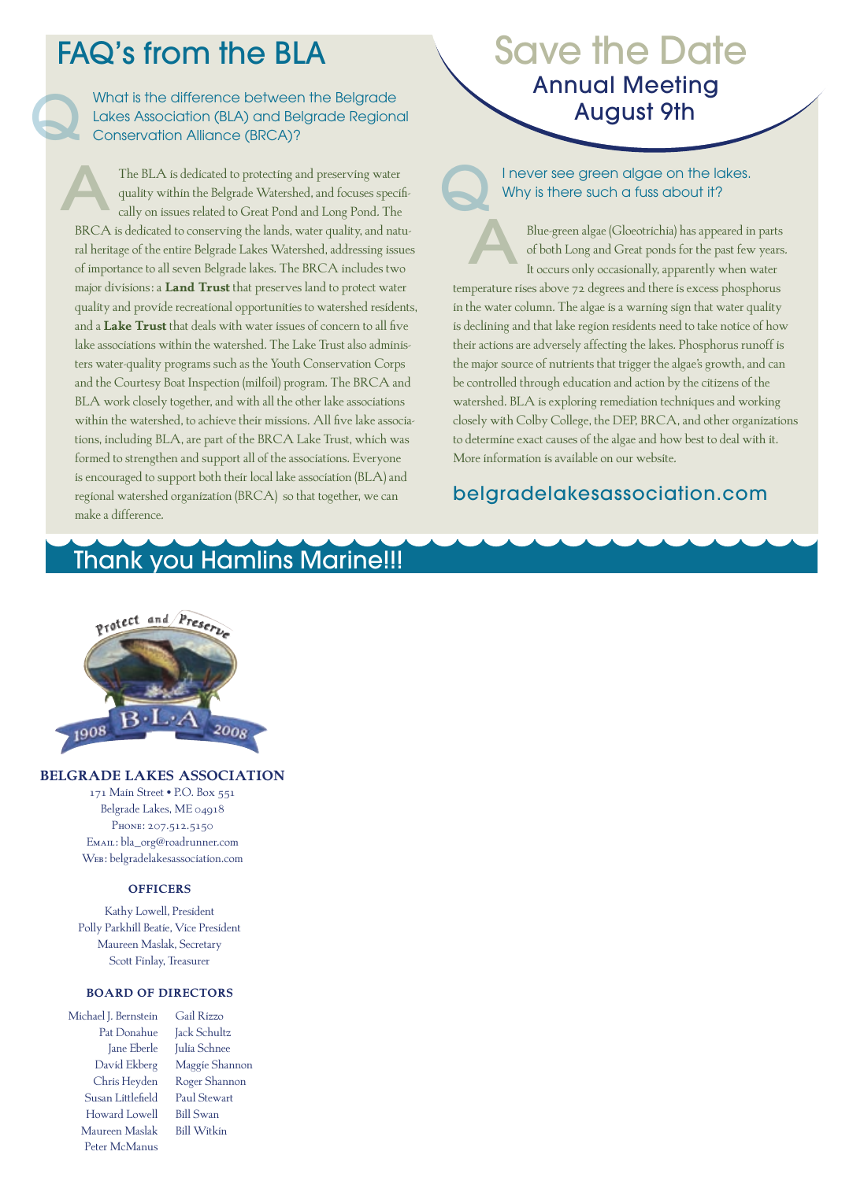## FAQ's from the BLA

**Q** What is the difference between the Belgrade Lakes Association (BLA) and Belgrade Regional Conservation Alliance (BRCA)?

**A** The BLA is dedicated to protecting and preserving water quality within the Belgrade Watershed, and focuses specifically on issues related to Great Pond and Long Pond. The BRCA is dedicated to conserving the lands, water quality, and natural heritage of the entire Belgrade Lakes Watershed, addressing issues of importance to all seven Belgrade lakes. The BRCA includes two major divisions: a **Land Trust** that preserves land to protect water quality and provide recreational opportunities to watershed residents, and a **Lake Trust** that deals with water issues of concern to all five lake associations within the watershed. The Lake Trust also administers water-quality programs such as the Youth Conservation Corps and the Courtesy Boat Inspection (milfoil) program. The BRCA and BLA work closely together, and with all the other lake associations within the watershed, to achieve their missions. All five lake associations, including BLA, are part of the BRCA Lake Trust, which was formed to strengthen and support all of the associations. Everyone is encouraged to support both their local lake association (BLA) and regional watershed organization (BRCA) so that together, we can make a difference.

## Save the Date

### Annual Meeting August 9th

**Q** I never see green algae on the lakes. Why is there such a fuss about it?

**A** Blue-green algae (Gloeotrichia) has appeared in parts of both Long and Great ponds for the past few years. It occurs only occasionally, apparently when water temperature rises above 72 degrees and there is excess phosphorus in the water column. The algae is a warning sign that water quality is declining and that lake region residents need to take notice of how their actions are adversely affecting the lakes. Phosphorus runoff is the major source of nutrients that trigger the algae's growth, and can be controlled through education and action by the citizens of the watershed. BLA is exploring remediation techniques and working closely with Colby College, the DEP, BRCA, and other organizations to determine exact causes of the algae and how best to deal with it. More information is available on our website.

belgradelakesassociation.com

## Thank you Hamlins Marine!!!

Protect and Preserve
B·L·A
1908 2008

**BELGRADE LAKES ASSOCIATION**

171 Main Street • P.O. Box 551
Belgrade Lakes, ME 04918
Phone: 207.512.5150
Email: bla_org@roadrunner.com
Web: belgradelakesassociation.com

**OFFICERS**

Kathy Lowell, President
Polly Parkhill Beatie, Vice President
Maureen Maslak, Secretary
Scott Finlay, Treasurer

**BOARD OF DIRECTORS**

Michael J. Bernstein
Pat Donahue
Jane Eberle
David Ekberg
Chris Heyden
Susan Littlefield
Howard Lowell
Maureen Maslak
Peter McManus
Gail Rizzo
Jack Schultz
Julia Schnee
Maggie Shannon
Roger Shannon
Paul Stewart
Bill Swan
Bill Witkin